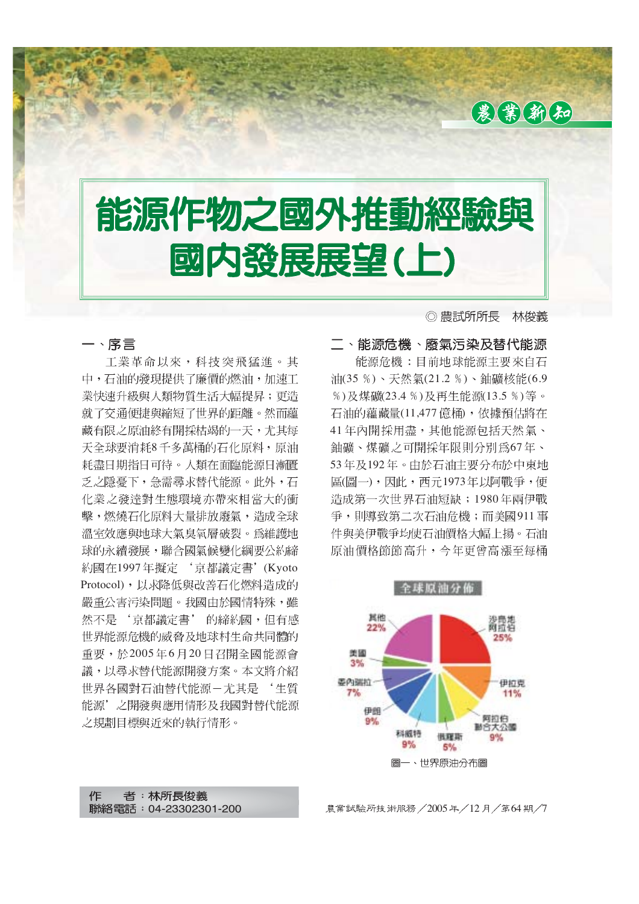# 能源作物之國外推動經驗與國內發展展望(上)

◎ 農試所所長　林俊義

## 一、序言

工業革命以來，科技突飛猛進。其中，石油的發現提供了廉價的燃油，加速工業快速升級與人類物質生活大幅提昇；更造就了交通便捷與縮短了世界的距離。然而蘊藏有限之原油終有開採枯竭的一天，尤其每天全球要消耗8千多萬桶的石化原料，原油耗盡日期指日可待。人類在面臨能源日漸匱乏之隱憂下，急需尋求替代能源。此外，石化業之發達對生態環境亦帶來相當大的衝擊，燃燒石化原料大量排放廢氣，造成全球溫室效應與地球大氣臭氧層破裂。為維護地球的永續發展，聯合國氣候變化綱要公約締約國在1997年擬定‘京都議定書’(Kyoto Protocol)，以求降低與改善石化燃料造成的嚴重公害污染問題。我國由於國情特殊，雖然不是‘京都議定書’的締約國，但有感世界能源危機的威脅及地球村生命共同體的重要，於2005年6月20日召開全國能源會議，以尋求替代能源開發方案。本文將介紹世界各國對石油替代能源－尤其是‘生質能源’之開發與應用情形及我國對替代能源之規劃目標與近來的執行情形。

## 二、能源危機、廢氣污染及替代能源

能源危機：目前地球能源主要來自石油(35 %)、天然氣(21.2 %)、鈾礦核能(6.9 %)及煤礦(23.4 %)及再生能源(13.5 %)等。石油的蘊藏量(11,477 億桶)，依據預估將在41年內開採用盡，其他能源包括天然氣、鈾礦、煤礦之可開採年限則分別為67年、53年及192年。由於石油主要分布於中東地區(圖一)，因此，西元1973年以阿戰爭，便造成第一次世界石油短缺；1980年兩伊戰爭，則導致第二次石油危機；而美國911事件與美伊戰爭均使石油價格大幅上揚。石油原油價格節節高升，今年更曾高漲至每桶

全球原油分佈

| 國家/地區 | 比例 |
|---|---|
| 沙烏地阿拉伯 | 25% |
| 伊拉克 | 11% |
| 阿拉伯聯合大公國 | 9% |
| 俄羅斯 | 5% |
| 科威特 | 9% |
| 伊朗 | 9% |
| 委內瑞拉 | 7% |
| 美國 | 3% |
| 其他 | 22% |

圖一、世界原油分布圖

作　者：林所長俊義
聯絡電話：04-23302301-200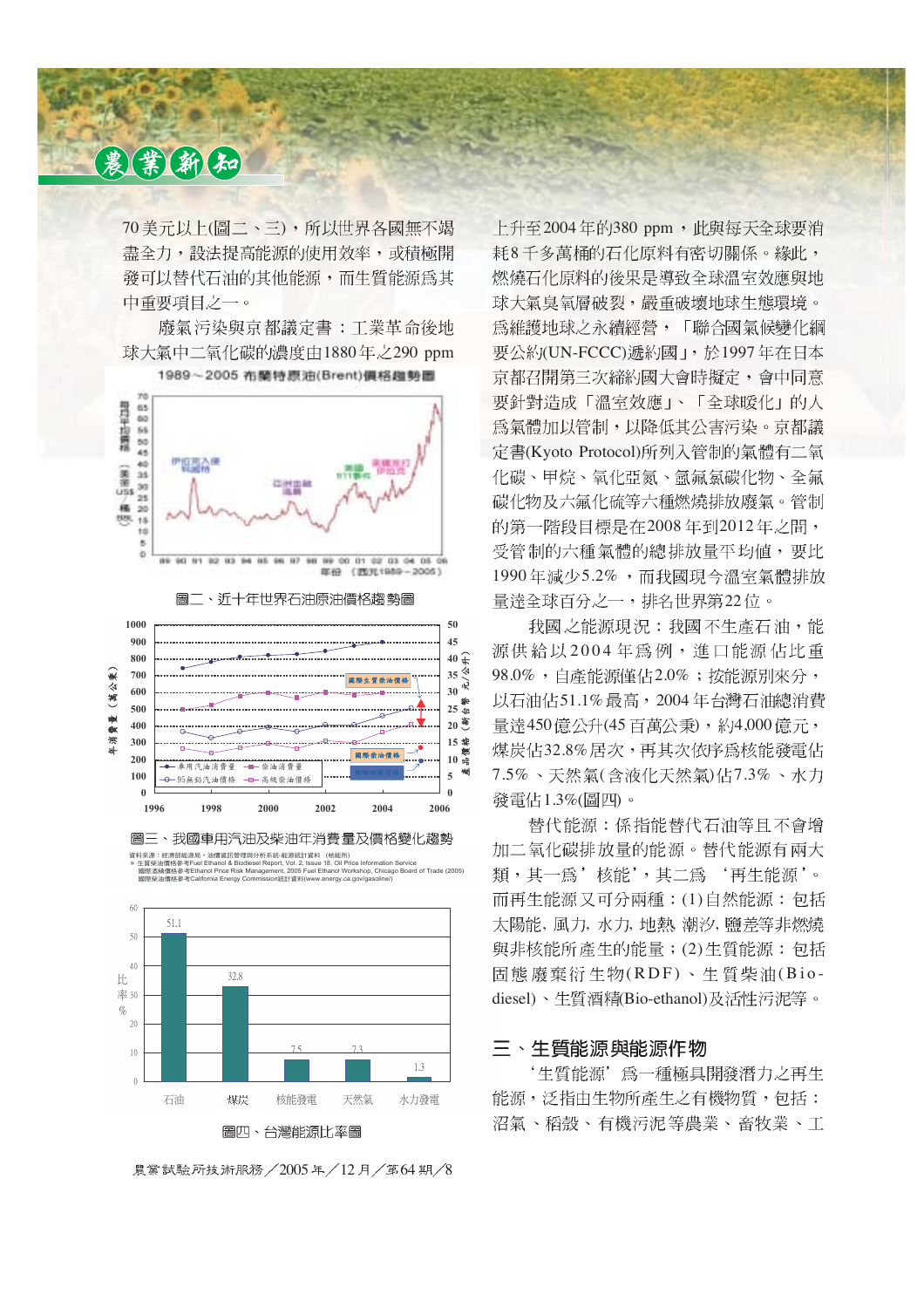70美元以上(圖二、三)，所以世界各國無不竭盡全力，設法提高能源的使用效率，或積極開發可以替代石油的其他能源，而生質能源為其中重要項目之一。

廢氣污染與京都議定書：工業革命後地球大氣中二氧化碳的濃度由1880年之290 ppm上升至2004年的380 ppm，此與每天全球要消耗8千多萬桶的石化原料有密切關係。緣此，燃燒石化原料的後果是導致全球溫室效應與地球大氣臭氧層破裂，嚴重破壞地球生態環境。為維護地球之永續經營，「聯合國氣候變化綱要公約(UN-FCCC)締約國」，於1997年在日本京都召開第三次締約國大會時擬定，會中同意要針對造成「溫室效應」、「全球暖化」的人為氣體加以管制，以降低其公害污染。京都議定書(Kyoto Protocol)所列入管制的氣體有二氧化碳、甲烷、氧化亞氮、氫氟氯碳化物、全氟碳化物及六氟化硫等六種燃燒排放廢氣。管制的第一階段目標是在2008年到2012年之間，受管制的六種氣體的總排放量平均值，要比1990年減少5.2% ，而我國現今溫室氣體排放量達全球百分之一，排名世界第22位。

圖二、近十年世界石油原油價格趨勢圖

圖三、我國車用汽油及柴油年消費量及價格變化趨勢

資料來源：經濟部能源局、油價資訊管理與分析系統-能源統計資料（核能所）
＊生質柴油價格參考Fuel Ethanol & Biodiesel Report, Vol. 2, Issue 18, Oil Price Information Service
國際酒精價格參考Ethanol Price Risk Management, 2005 Fuel Ethanol Workshop, Chicago Board of Trade (2005)
國際柴油價格參考California Energy Commission統計資料(www.energy.ca.gov/gasoline/)

| 能源 | 比率% |
|---|---|
| 石油 | 51.1 |
| 煤炭 | 32.8 |
| 核能發電 | 7.5 |
| 天然氣 | 7.3 |
| 水力發電 | 1.3 |

圖四、台灣能源比率圖

我國之能源現況：我國不生產石油，能源供給以2004年為例，進口能源佔比重98.0% ，自產能源僅佔2.0% ；按能源別來分，以石油佔51.1%最高，2004年台灣石油總消費量達450億公升(45百萬公秉)，約4,000億元，煤炭佔32.8%居次，再其次依序為核能發電佔7.5% 、天然氣(含液化天然氣)佔7.3% 、水力發電佔1.3%(圖四)。

替代能源：係指能替代石油等且不會增加二氧化碳排放量的能源。替代能源有兩大類，其一為'核能'，其二為 '再生能源'。而再生能源又可分兩種：(1)自然能源：包括太陽能, 風力, 水力, 地熱 潮汐, 鹽差等非燃燒與非核能所產生的能量；(2)生質能源：包括固態廢棄衍生物(RDF)、生質柴油(Bio-diesel)、生質酒精(Bio-ethanol)及活性污泥等。

## 三、生質能源與能源作物

'生質能源' 為一種極具開發潛力之再生能源，泛指由生物所產生之有機物質，包括：沼氣、稻殼、有機污泥等農業、畜牧業、工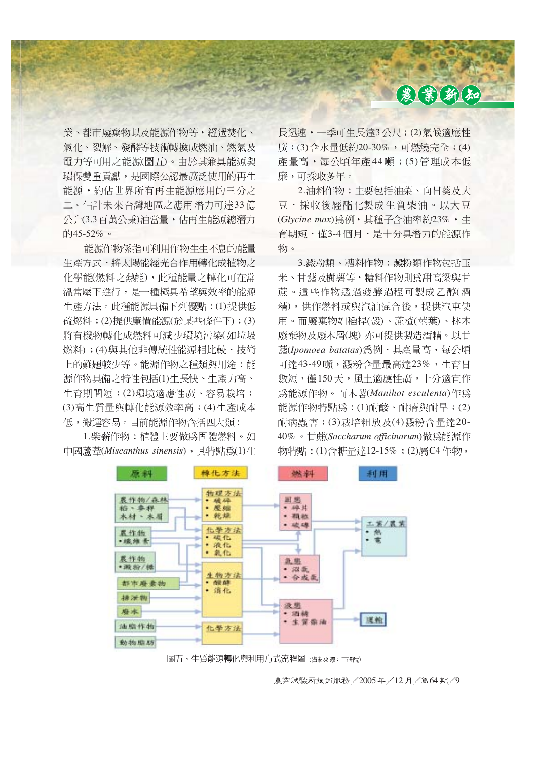業、都市廢棄物以及能源作物等，經過焚化、氣化、裂解、發酵等技術轉換成燃油、燃氣及電力等可用之能源(圖五)。由於其兼具能源與環保雙重貢獻，是國際公認最廣泛使用的再生能源，約佔世界所有再生能源應用的三分之二。估計未來台灣地區之應用潛力可達33億公升(3.3百萬公秉)油當量，佔再生能源總潛力的45-52%。

能源作物係指可利用作物生生不息的能量生產方式，將太陽能經光合作用轉化成植物之化學能(燃料之熱能)，此種能量之轉化可在常溫常壓下進行，是一種極具希望與效率的能源生產方法。此種能源具備下列優點：(1)提供低硫燃料；(2)提供廉價能源(於某些條件下)；(3)將有機物轉化成燃料可減少環境污染(如垃圾燃料)；(4)與其他非傳統性能源相比較，技術上的難題較少等。能源作物之種類與用途：能源作物具備之特性包括(1)生長快、生產力高、生育期間短；(2)環境適應性廣、容易栽培；(3)高生質量與轉化能源效率高；(4)生產成本低，搬運容易。目前能源作物含括四大類：

1.柴薪作物：植體主要做爲固體燃料。如中國蘆葦(*Miscanthus sinensis*)，其特點爲(1)生長迅速，一季可生長達3公尺；(2)氣候適應性廣；(3)含水量低約20-30%，可燃燒完全；(4)產量高，每公頃年產44噸；(5)管理成本低廉，可採收多年。

2.油料作物：主要包括油菜、向日葵及大豆，採收後經酯化製成生質柴油。以大豆(*Glycine max*)爲例，其種子含油率約23%，生育期短，僅3-4個月，是十分具潛力的能源作物。

3.澱粉類、糖料作物：澱粉類作物包括玉米、甘藷及樹薯等，糖料作物則爲甜高粱與甘蔗。這些作物透過發酵過程可製成乙醇(酒精)，供作燃料或與汽油混合後，提供汽車使用。而廢棄物如稻桿(殼)、蔗渣(莖葉)、林木廢棄物及廢木屑(塊)亦可提供製造酒精。以甘藷(*Ipomoea batatas*)爲例，其產量高，每公頃可達43-49噸，澱粉含量最高達23%，生育日數短，僅150天，風土適應性廣，十分適宜作爲能源作物。而木薯(*Manihot esculenta*)作爲能源作物特點爲：(1)耐酸、耐瘠與耐旱；(2)耐病蟲害；(3)栽培粗放及(4)澱粉含量達20-40%。甘蔗(*Saccharum officinarum*)做爲能源作物特點：(1)含糖量達12-15%；(2)屬C4作物，

| 原料 | 轉化方法 | 燃料 | 利用 |
|---|---|---|---|
| 農作物/森林 稻、麥桿 木材、木屑 | 物理方法 • 破碎 • 壓縮 • 乾燥 | 固態 • 碎片 • 顆粒 • 破磚 | 工業/農業 • 熱 • 電 |
| 農作物 •纖維素 | 化學方法 • 碳化 • 液化 • 氣化 | | |
| 農作物 •澱粉/糖 | | 氣態 • 沼氣 • 合成氣 | |
| 都市廢棄物 | 生物方法 • 醱酵 • 消化 | | |
| 排泄物 | | | |
| 廢水 | | 液態 • 酒精 • 生質柴油 | 運輸 |
| 油脂作物 | 化學方法 | | |
| 動物脂肪 | | | |

圖五、生質能源轉化與利用方式流程圖 (資料來源：工研院)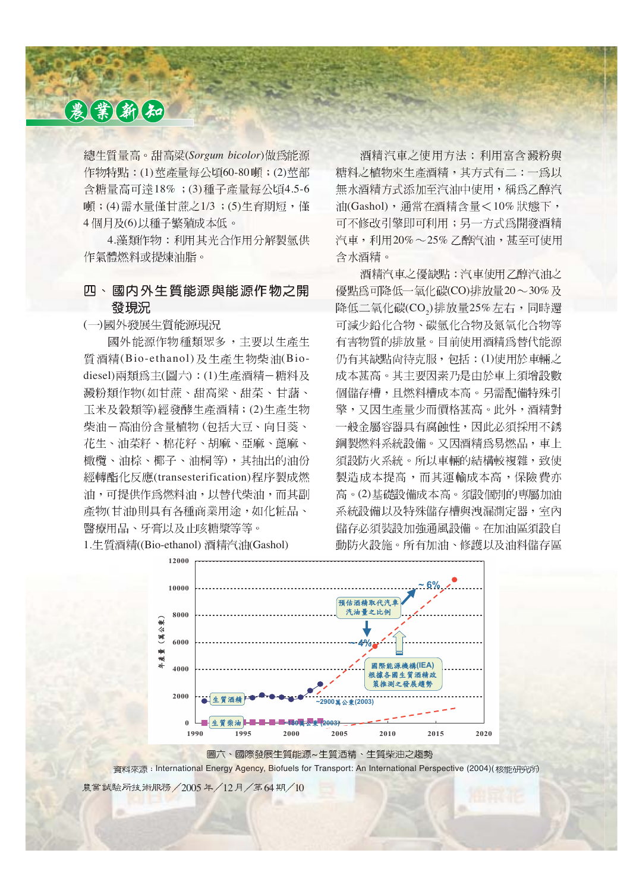總生質量高。甜高粱(*Sorgum bicolor*)做爲能源作物特點：(1)莖產量每公頃60-80噸；(2)莖部含糖量高可達18% ；(3)種子產量每公頃4.5-6噸；(4)需水量僅甘蔗之1/3 ；(5)生育期短，僅4個月及(6)以種子繁殖成本低。

4.藻類作物：利用其光合作用分解製氫供作氣體燃料或提煉油脂。

## 四、國內外生質能源與能源作物之開發現況

(一)國外發展生質能源現況

國外能源作物種類眾多，主要以生產生質酒精(Bio-ethanol)及生產生物柴油(Bio-diesel)兩類爲主(圖六)：(1)生產酒精－糖料及澱粉類作物(如甘蔗、甜高粱、甜菜、甘藷、玉米及穀類等)經發酵生產酒精；(2)生產生物柴油－高油份含量植物(包括大豆、向日葵、花生、油菜籽、棉花籽、胡麻、亞麻、蓖麻、橄欖、油棕、椰子、油桐等)，其抽出的油份經轉酯化反應(transesterification)程序製成燃油，可提供作爲燃料油，以替代柴油，而其副產物(甘油)則具有各種商業用途，如化粧品、醫療用品、牙膏以及止咳糖漿等等。

1.生質酒精((Bio-ethanol) 酒精汽油(Gashol)

酒精汽車之使用方法：利用富含澱粉與糖料之植物來生產酒精，其方式有二：一爲以無水酒精方式添加至汽油中使用，稱爲乙醇汽油(Gashol)，通常在酒精含量＜10% 狀態下，可不修改引擎即可利用；另一方式爲開發酒精汽車，利用20%～25% 乙醇汽油，甚至可使用含水酒精。

酒精汽車之優缺點：汽車使用乙醇汽油之優點爲可降低一氧化碳(CO)排放量20～30% 及降低二氧化碳($CO_2$)排放量25% 左右，同時還可減少鉛化合物、碳氫化合物及氮氧化合物等有害物質的排放量。目前使用酒精爲替代能源仍有其缺點尚待克服，包括：(1)使用於車輛之成本甚高。其主要因素乃是由於車上須增設數個儲存槽，且燃料槽成本高。另需配備特殊引擎，又因生產量少而價格甚高。此外，酒精對一般金屬容器具有腐蝕性，因此必須採用不銹鋼製燃料系統設備。又因酒精爲易燃品，車上須設防火系統。所以車輛的結構較複雜，致使製造成本提高，而其運輸成本高，保險費亦高。(2)基礎設備成本高。須設個別的專屬加油系統設備以及特殊儲存槽與洩漏測定器，室內儲存必須裝設加強通風設備。在加油區須設自動防火設施。所有加油、修護以及油料儲存區

圖六、國際發展生質能源~生質酒精、生質柴油之趨勢

資料來源：International Energy Agency, Biofuels for Transport: An International Perspective (2004)(核能研究所)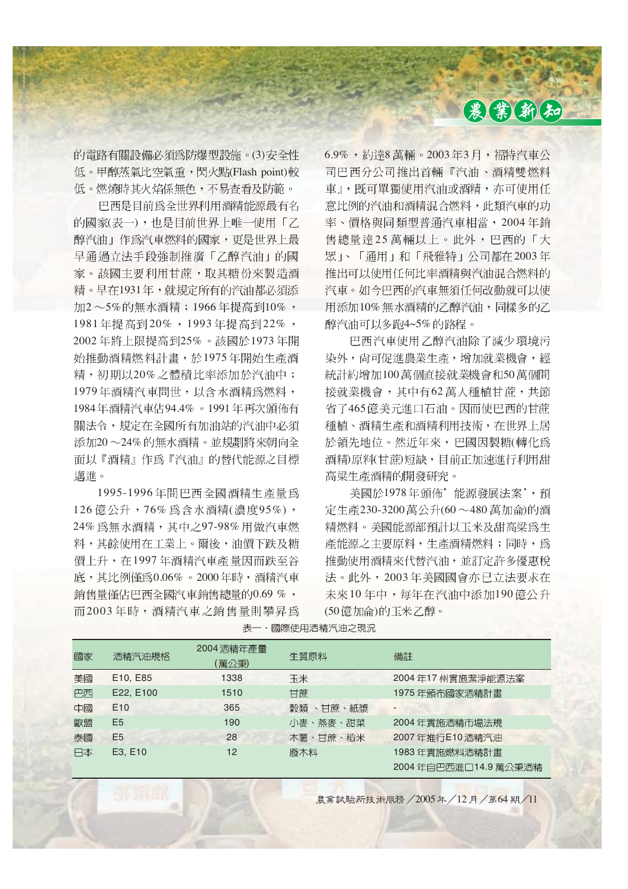的電路有關設備必須爲防爆型設施。(3)安全性低。甲醇蒸氣比空氣重，閃火點(Flash point)較低。燃燒時其火焰係無色，不易查看及防範。

巴西是目前爲全世界利用酒精能源最有名的國家(表一)，也是目前世界上唯一使用「乙醇汽油」作爲汽車燃料的國家，更是世界上最早通過立法手段強制推廣「乙醇汽油」的國家。該國主要利用甘蔗，取其糖份來製造酒精。早在1931年，就規定所有的汽油都必須添加2～5%的無水酒精；1966年提高到10%，1981年提高到20%，1993年提高到22%，2002年將上限提高到25%。該國於1973年開始推動酒精燃料計畫，於1975年開始生產酒精，初期以20%之體積比率添加於汽油中；1979年酒精汽車問世，以含水酒精爲燃料，1984年酒精汽車佔94.4%。1991年再次頒佈有關法令，規定在全國所有加油站的汽油中必須添加20～24%的無水酒精。並規劃將來朝向全面以『酒精』作爲『汽油』的替代能源之目標邁進。

1995-1996年間巴西全國酒精生產量爲126億公升，76%爲含水酒精(濃度95%)，24%爲無水酒精，其中之97-98%用做汽車燃料，其餘使用在工業上。爾後，油價下跌及糖價上升，在1997年酒精汽車產量因而跌至谷底，其比例僅爲0.06%。2000年時，酒精汽車銷售量僅佔巴西全國汽車銷售總量的0.69 %，而2003年時，酒精汽車之銷售量則攀昇爲6.9%，約達8萬輛。2003年3月，福特汽車公司巴西分公司推出首輛『汽油、酒精雙燃料車』，既可單獨使用汽油或酒精，亦可使用任意比例的汽油和酒精混合燃料，此類汽車的功率、價格與同類型普通汽車相當，2004年銷售總量達25萬輛以上。此外，巴西的「大眾」、「通用」和「飛雅特」公司都在2003年推出可以使用任何比率酒精與汽油混合燃料的汽車。如今巴西的汽車無須任何改動就可以使用添加10%無水酒精的乙醇汽油，同樣多的乙醇汽油可以多跑4~5%的路程。

巴西汽車使用乙醇汽油除了減少環境污染外，尚可促進農業生產，增加就業機會，經統計約增加100萬個直接就業機會和50萬個間接就業機會，其中有62萬人種植甘蔗，共節省了465億美元進口石油。因而使巴西的甘蔗種植、酒精生產和酒精利用技術，在世界上居於領先地位。然近年來，巴國因製糖(轉化爲酒精)原料(甘蔗)短缺，目前正加速進行利用甜高粱生產酒精的開發研究。

美國於1978年頒佈'能源發展法案'，預定生產230-3200萬公升(60～480萬加侖)的酒精燃料。美國能源部預計以玉米及甜高粱爲生產能源之主要原料，生產酒精燃料；同時，爲推動使用酒精來代替汽油，並訂定許多優惠稅法。此外，2003年美國國會亦已立法要求在未來10年中，每年在汽油中添加190億公升(50億加侖)的玉米乙醇。

表一、國際使用酒精汽油之現況

| 國家 | 酒精汽油規格 | 2004酒精年產量(萬公秉) | 生質原料 | 備註 |
|---|---|---|---|---|
| 美國 | E10, E85 | 1338 | 玉米 | 2004年17州實施潔淨能源法案 |
| 巴西 | E22, E100 | 1510 | 甘蔗 | 1975年頒布國家酒精計畫 |
| 中國 | E10 | 365 | 穀類、甘蔗、紙漿 | - |
| 歐盟 | E5 | 190 | 小麥、燕麥、甜菜 | 2004年實施酒精市場法規 |
| 泰國 | E5 | 28 | 木薯、甘蔗、稻米 | 2007年推行E10酒精汽油 |
| 日本 | E3, E10 | 12 | 廢木料 | 1983年實施燃料酒精計畫<br>2004年自巴西進口14.9萬公秉酒精 |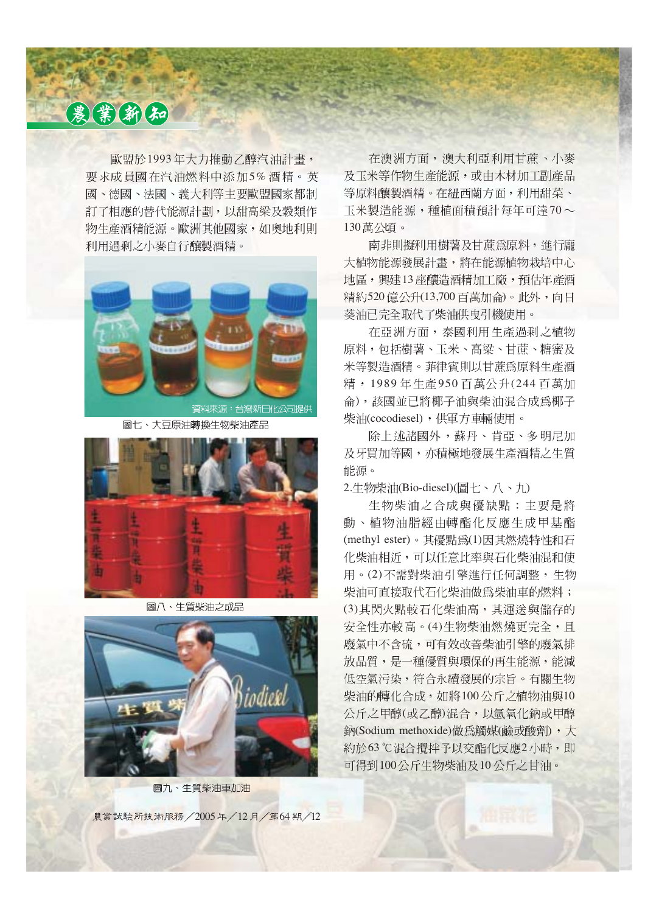歐盟於1993年大力推動乙醇汽油計畫，要求成員國在汽油燃料中添加5%酒精。英國、德國、法國、義大利等主要歐盟國家都制訂了相應的替代能源計劃，以甜高粱及穀類作物生產酒精能源。歐洲其他國家，如奧地利則利用過剩之小麥自行釀製酒精。

資料來源：台灣新日化公司提供

圖七、大豆原油轉換生物柴油產品

圖八、生質柴油之成品

圖九、生質柴油車加油

在澳洲方面，澳大利亞利用甘蔗、小麥及玉米等作物生產能源，或由木材加工副產品等原料釀製酒精。在紐西蘭方面，利用甜菜、玉米製造能源，種植面積預計每年可達70～130萬公頃。

南非則擬利用樹薯及甘蔗為原料，進行龐大植物能源發展計畫，將在能源植物栽培中心地區，興建13座釀造酒精加工廠，預估年產酒精約520億公升(13,700百萬加侖)。此外，向日葵油已完全取代了柴油供曳引機使用。

在亞洲方面，泰國利用生產過剩之植物原料，包括樹薯、玉米、高粱、甘蔗、糖蜜及米等釀造酒精。菲律賓則以甘蔗為原料生產酒精，1989年生產950百萬公升(244百萬加侖)，該國並已將椰子油與柴油混合成為椰子柴油(cocodiesel)，供軍方車輛使用。

除上述諸國外，蘇丹、肯亞、多明尼加及牙買加等國，亦積極地發展生產酒精之生質能源。

2.生物柴油(Bio-diesel)(圖七、八、九)

生物柴油之合成與優缺點：主要是將動、植物油脂經由轉酯化反應生成甲基酯(methyl ester)。其優點為(1)因其燃燒特性和石化柴油相近，可以任意比率與石化柴油混和使用。(2)不需對柴油引擎進行任何調整，生物柴油可直接取代石化柴油做為柴油車的燃料；(3)其閃火點較石化柴油高，其運送與儲存的安全性亦較高。(4)生物柴油燃燒更完全，且廢氣中不含硫，可有效改善柴油引擎的廢氣排放品質，是一種優質與環保的再生能源，能減低空氣污染，符合永續發展的宗旨。有關生物柴油的轉化合成，如將100公斤之植物油與10公斤之甲醇(或乙醇)混合，以氫氧化鈉或甲醇鈉(Sodium methoxide)做為觸媒(鹼或酸劑)，大約於63 ℃混合攪拌予以交酯化反應2小時，即可得到100公斤生物柴油及10公斤之甘油。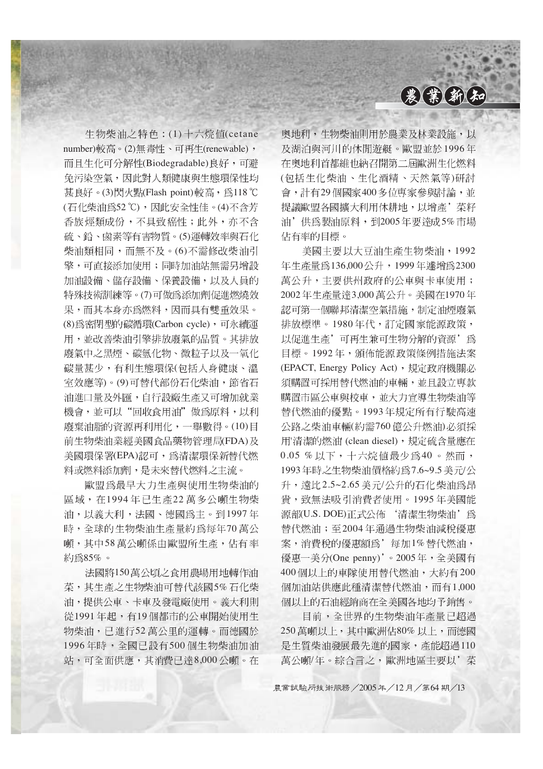生物柴油之特色：(1) 十六烷值(cetane number)較高。(2)無毒性、可再生(renewable)，而且生化可分解性(Biodegradable)良好，可避免污染空氣，因此對人類健康與生態環保性均甚良好。(3)閃火點(Flash point)較高，為118 ℃(石化柴油為52 ℃)，因此安全性佳。(4)不含芳香族烴類成份，不具致癌性；此外，亦不含硫、鉛、鹵素等有害物質。(5)運轉效率與石化柴油類相同，而無不及。(6)不需修改柴油引擎，可直接添加使用；同時加油站無需另增設加油設備、儲存設備、保養設備，以及人員的特殊技術訓練等。(7)可做為添加劑促進燃燒效果，而其本身亦為燃料，因而具有雙重效果。(8)為密閉型的碳循環(Carbon cycle)，可永續運用，並改善柴油引擎排放廢氣的品質。其排放廢氣中之黑煙、碳氫化物、微粒子以及一氧化碳量甚少，有利生態環保(包括人身健康、溫室效應等)。(9)可替代部份石化柴油，節省石油進口量及外匯，自行設廠生產又可增加就業機會，並可以"回收食用油"做為原料，以利廢棄油脂的資源再利用化，一舉數得。(10)目前生物柴油業經美國食品藥物管理局(FDA)及美國環保署(EPA)認可，為清潔環保新替代燃料或燃料添加劑，是未來替代燃料之主流。

歐盟為最早大力生產與使用生物柴油的區域，在1994年已生產22萬多公噸生物柴油，以義大利，法國、德國為主。到1997年時，全球的生物柴油生產量約為每年70萬公噸，其中58萬公噸係由歐盟所生產，佔有率約為85%。

法國將150萬公頃之食用農場用地轉作油菜，其生產之生物柴油可替代該國5%石化柴油，提供公車、卡車及發電廠使用。義大利則從1991年起，有19個都市的公車開始使用生物柴油，已進行52萬公里的運轉。而德國於1996年時，全國已設有500個生物柴油加油站，可全面供應，其消費已達8,000公噸。在奧地利，生物柴油則用於農業及林業設施，以及湖泊與河川的休閒遊艇。歐盟並於1996年在奧地利首都維也納召開第二屆歐洲生化燃料(包括生化柴油、生化酒精、天然氣等)研討會，計有29個國家400多位專家參與討論，並提議歐盟各國擴大利用休耕地，以增產'菜籽油'供為製油原料，到2005年要達成5%市場佔有率的目標。

美國主要以大豆油生產生物柴油，1992年生產量為136,000公升，1999年遽增為2300萬公升，主要供州政府的公車與卡車使用；2002年生產量達3,000萬公升。美國在1970年認可第一個聯邦清潔空氣措施，制定油煙廢氣排放標準。1980年代，訂定國家能源政策，以促進生產'可再生兼可生物分解的資源'為目標。1992年，頒佈能源政策條例措施法案(EPACT, Energy Policy Act)，規定政府機關必須購置可採用替代燃油的車輛，並且設立專款購置市區公車與校車，並大力宣導生物柴油等替代燃油的優點。1993年規定所有行駛高速公路之柴油車輛(約需760億公升柴油)必須採用'清潔的柴油 (clean diesel)，規定硫含量應在0.05 %以下，十六烷值最少為40。然而，1993年時之生物柴油價格約為7.6~9.5美元/公升，遠比2.5~2.65美元/公升的石化柴油為昂貴，致無法吸引消費者使用。1995年美國能源部(U.S. DOE)正式公佈'清潔生物柴油'為替代燃油；至2004年通過生物柴油減稅優惠案，消費稅的優惠額為'每加1%替代燃油，優惠一美分(One penny)'。2005年，全美國有400個以上的車隊使用替代燃油，大約有200個加油站供應此種清潔替代燃油，而有1,000個以上的石油經銷商在全美國各地均予銷售。

目前，全世界的生物柴油年產量已超過250萬噸以上，其中歐洲佔80%以上，而德國是生質柴油發展最先進的國家，產能超過110萬公噸/年。綜合言之，歐洲地區主要以'菜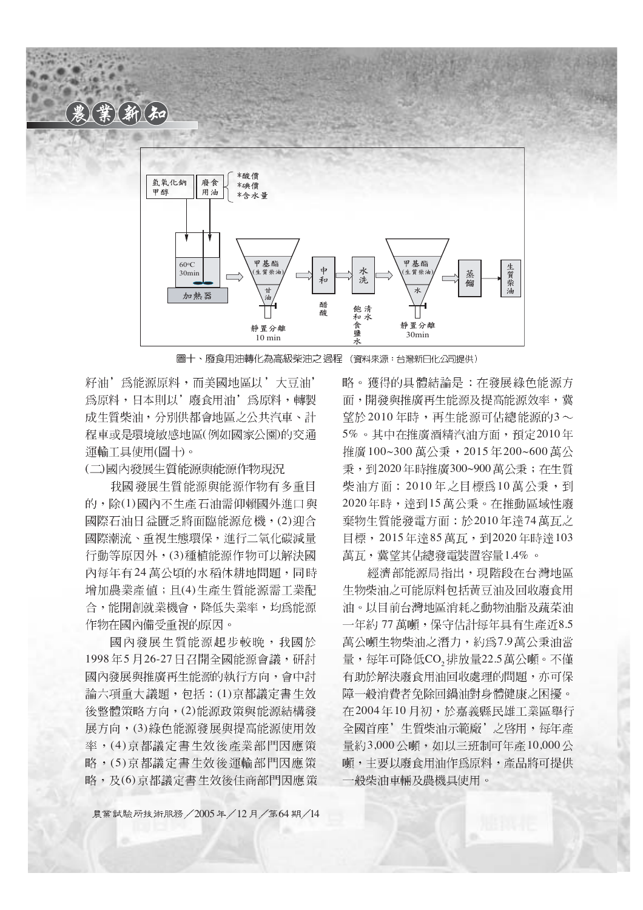氫氧化鈉
甲醇

廢食用油

*酸價
*碘價
*含水量

60°C
30min

加熱器

甲基酯
(生質柴油)

甘油

靜置分離
10 min

中和

醋酸

水洗

飽和食鹽水
清水

甲基酯
(生質柴油)

水

靜置分離
30min

蒸餾

生質柴油

圖十、廢食用油轉化為高級柴油之過程（資料來源：台灣新日化公司提供）

籽油’為能源原料，而美國地區以’大豆油’為原料，日本則以’廢食用油’為原料，轉製成生質柴油，分別供都會地區之公共汽車、計程車或是環境敏感地區(例如國家公園)的交通運輸工具使用(圖十)。

(二)國內發展生質能源與能源作物現況

我國發展生質能源與能源作物有多重目的，除(1)國內不生產石油需仰賴國外進口與國際石油日益匱乏將面臨能源危機，(2)迎合國際潮流、重視生態環保，進行二氧化碳減量行動等原因外，(3)種植能源作物可以解決國內每年有24萬公頃的水稻休耕地問題，同時增加農業產值；且(4)生產生質能源需工業配合，能開創就業機會，降低失業率，均為能源作物在國內備受重視的原因。

國內發展生質能源起步較晚，我國於1998年5月26-27日召開全國能源會議，研討國內發展與推廣再生能源的執行方向，會中討論六項重大議題，包括：(1)京都議定書生效後整體策略方向，(2)能源政策與能源結構發展方向，(3)綠色能源發展與提高能源使用效率，(4)京都議定書生效後產業部門因應策略，(5)京都議定書生效後運輸部門因應策略，及(6)京都議定書生效後住商部門因應策略。獲得的具體結論是：在發展綠色能源方面，開發與推廣再生能源及提高能源效率，冀望於2010年時，再生能源可佔總能源的3～5%。其中在推廣酒精汽油方面，預定2010年推廣100~300萬公秉，2015年200~600萬公秉，到2020年時推廣300~900萬公秉；在生質柴油方面：2010年之目標為10萬公秉，到2020年時，達到15萬公秉。在推動區域性廢棄物生質能發電方面：於2010年達74萬瓦之目標，2015年達85萬瓦，到2020年時達103萬瓦，冀望其佔總發電裝置容量1.4%。

經濟部能源局指出，現階段在台灣地區生物柴油之可能原料包括黃豆油及回收廢食用油。以目前台灣地區消耗之動物油脂及蔬菜油一年約77萬噸，保守估計每年具有生產近8.5萬公噸生物柴油之潛力，約為7.9萬公秉油當量，每年可降低$CO_2$排放量22.5萬公噸。不僅有助於解決廢食用油回收處理的問題，亦可保障一般消費者免除回鍋油對身體健康之困擾。在2004年10月初，於嘉義縣民雄工業區舉行全國首座’生質柴油示範廠’之啓用，每年產量約3,000公噸，如以三班制可年產10,000公噸，主要以廢食用油作為原料，產品將可提供一般柴油車輛及農機具使用。